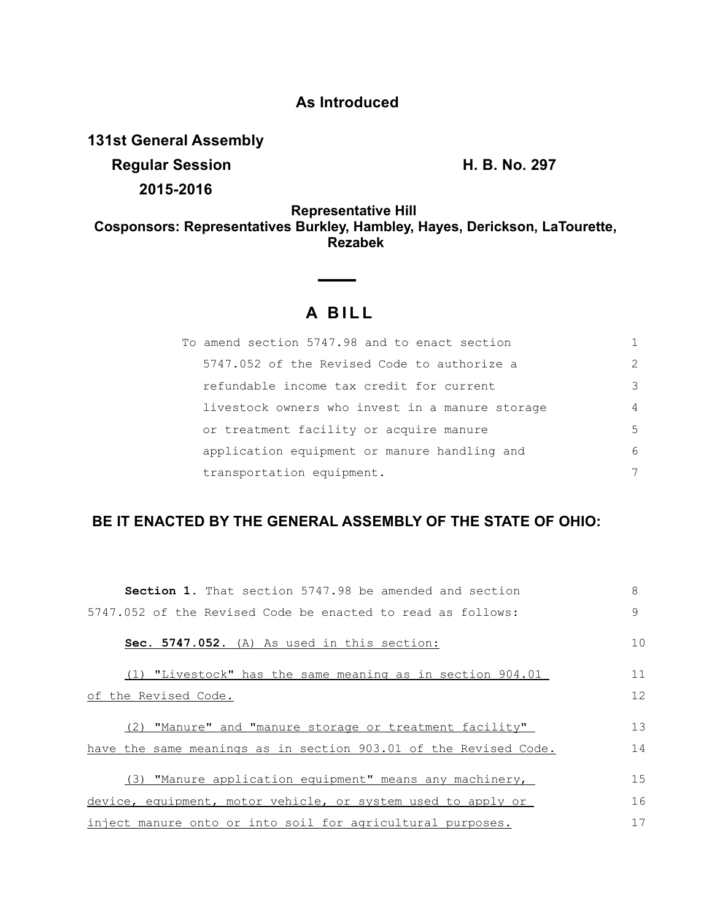## As Introduced

**131st General Assembly**

**Regular Session**

**2015-2016**

**H. B. No. 297**

**Representative Hill**

**Cosponsors: Representatives Burkley, Hambley, Hayes, Derickson, LaTourette, Rezabek**

# A BILL

To amend section 5747.98 and to enact section 5747.052 of the Revised Code to authorize a refundable income tax credit for current livestock owners who invest in a manure storage or treatment facility or acquire manure application equipment or manure handling and transportation equipment.

**BE IT ENACTED BY THE GENERAL ASSEMBLY OF THE STATE OF OHIO:**

**Section 1.** That section 5747.98 be amended and section 5747.052 of the Revised Code be enacted to read as follows:

**Sec. 5747.052.** (A) As used in this section:

(1) "Livestock" has the same meaning as in section 904.01 of the Revised Code.

(2) "Manure" and "manure storage or treatment facility" have the same meanings as in section 903.01 of the Revised Code.

(3) "Manure application equipment" means any machinery, device, equipment, motor vehicle, or system used to apply or inject manure onto or into soil for agricultural purposes.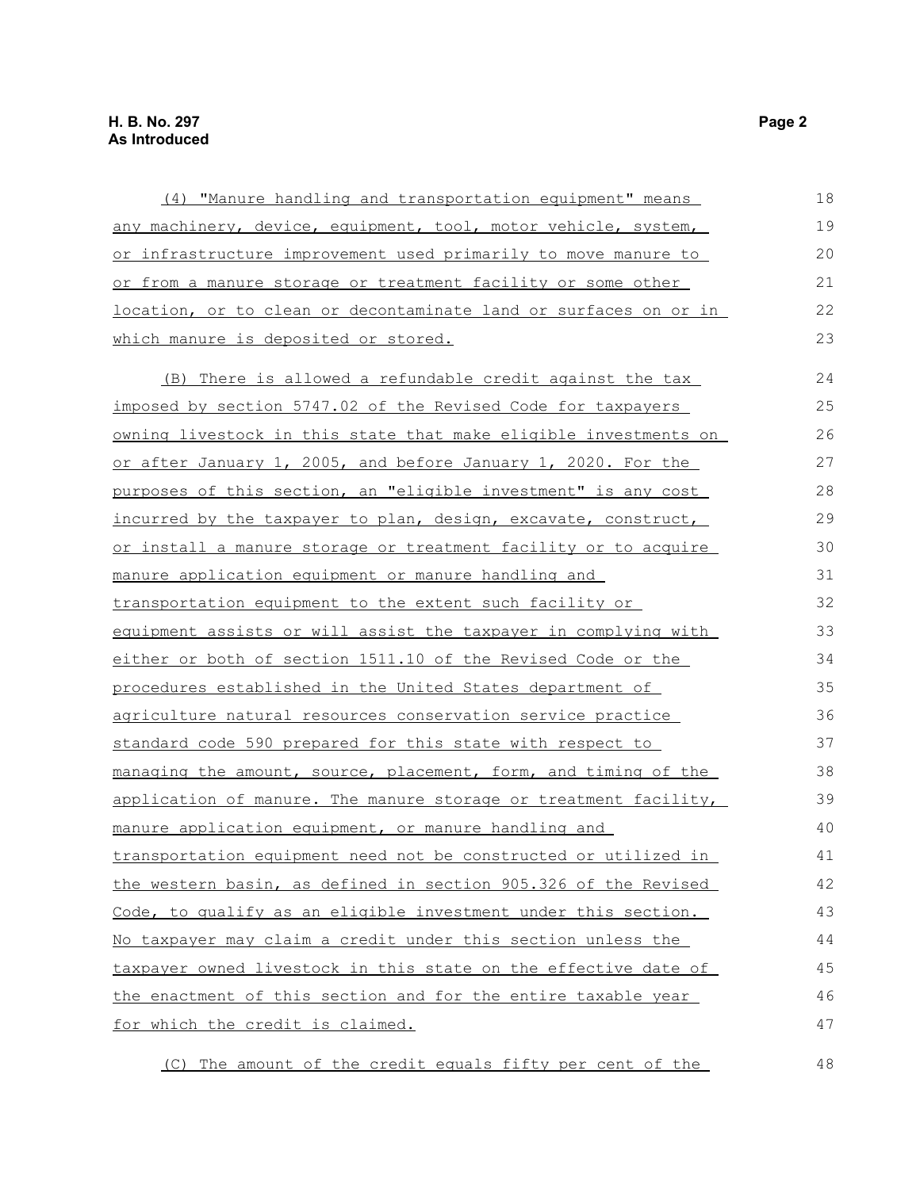(4) "Manure handling and transportation equipment" means any machinery, device, equipment, tool, motor vehicle, system, or infrastructure improvement used primarily to move manure to or from a manure storage or treatment facility or some other location, or to clean or decontaminate land or surfaces on or in which manure is deposited or stored.

(B) There is allowed a refundable credit against the tax imposed by section 5747.02 of the Revised Code for taxpayers owning livestock in this state that make eligible investments on or after January 1, 2005, and before January 1, 2020. For the purposes of this section, an "eligible investment" is any cost incurred by the taxpayer to plan, design, excavate, construct, or install a manure storage or treatment facility or to acquire manure application equipment or manure handling and transportation equipment to the extent such facility or equipment assists or will assist the taxpayer in complying with either or both of section 1511.10 of the Revised Code or the procedures established in the United States department of agriculture natural resources conservation service practice standard code 590 prepared for this state with respect to managing the amount, source, placement, form, and timing of the application of manure. The manure storage or treatment facility, manure application equipment, or manure handling and transportation equipment need not be constructed or utilized in the western basin, as defined in section 905.326 of the Revised Code, to qualify as an eligible investment under this section. No taxpayer may claim a credit under this section unless the taxpayer owned livestock in this state on the effective date of the enactment of this section and for the entire taxable year for which the credit is claimed.

(C) The amount of the credit equals fifty per cent of the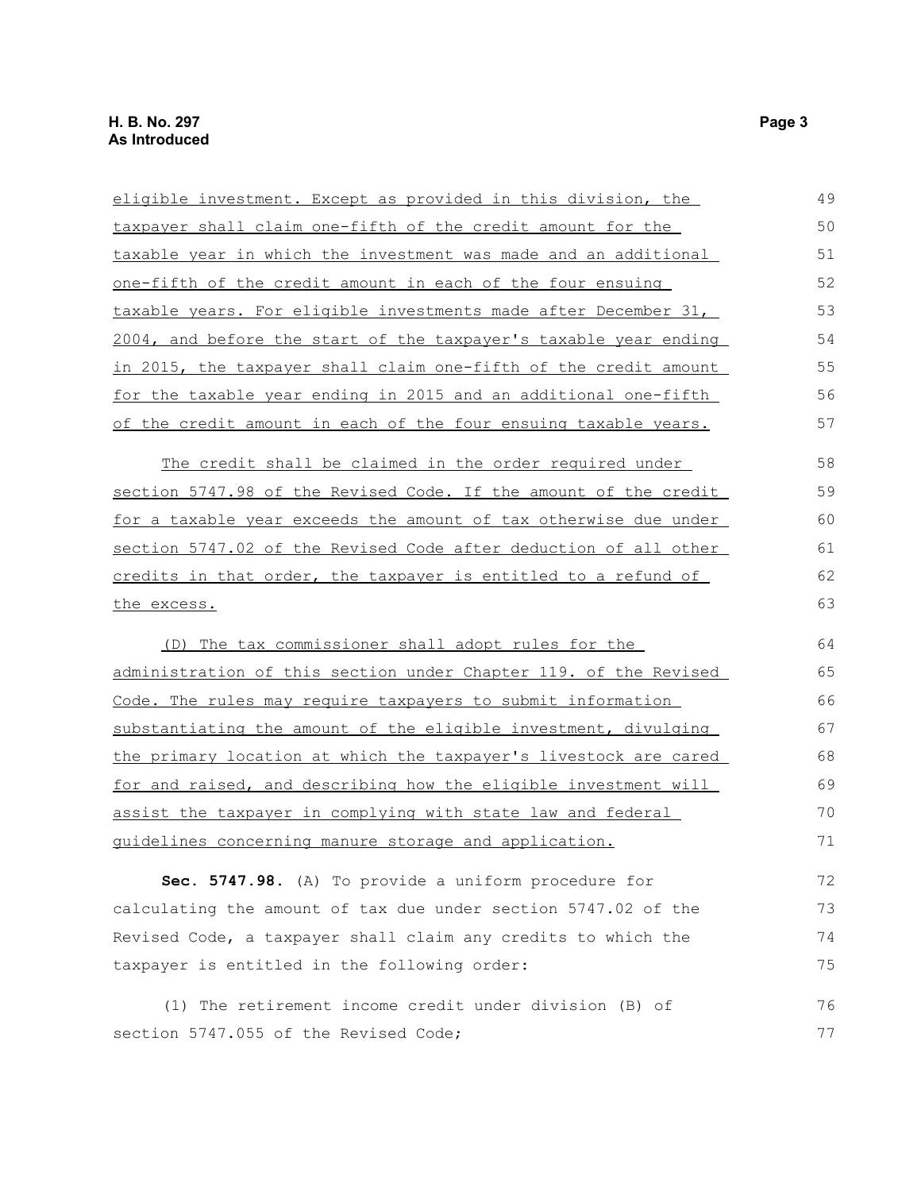eligible investment. Except as provided in this division, the taxpayer shall claim one-fifth of the credit amount for the taxable year in which the investment was made and an additional one-fifth of the credit amount in each of the four ensuing taxable years. For eligible investments made after December 31, 2004, and before the start of the taxpayer's taxable year ending in 2015, the taxpayer shall claim one-fifth of the credit amount for the taxable year ending in 2015 and an additional one-fifth of the credit amount in each of the four ensuing taxable years.

The credit shall be claimed in the order required under section 5747.98 of the Revised Code. If the amount of the credit for a taxable year exceeds the amount of tax otherwise due under section 5747.02 of the Revised Code after deduction of all other credits in that order, the taxpayer is entitled to a refund of the excess.

(D) The tax commissioner shall adopt rules for the administration of this section under Chapter 119. of the Revised Code. The rules may require taxpayers to submit information substantiating the amount of the eligible investment, divulging the primary location at which the taxpayer's livestock are cared for and raised, and describing how the eligible investment will assist the taxpayer in complying with state law and federal guidelines concerning manure storage and application.

**Sec. 5747.98.** (A) To provide a uniform procedure for calculating the amount of tax due under section 5747.02 of the Revised Code, a taxpayer shall claim any credits to which the taxpayer is entitled in the following order:

(1) The retirement income credit under division (B) of section 5747.055 of the Revised Code;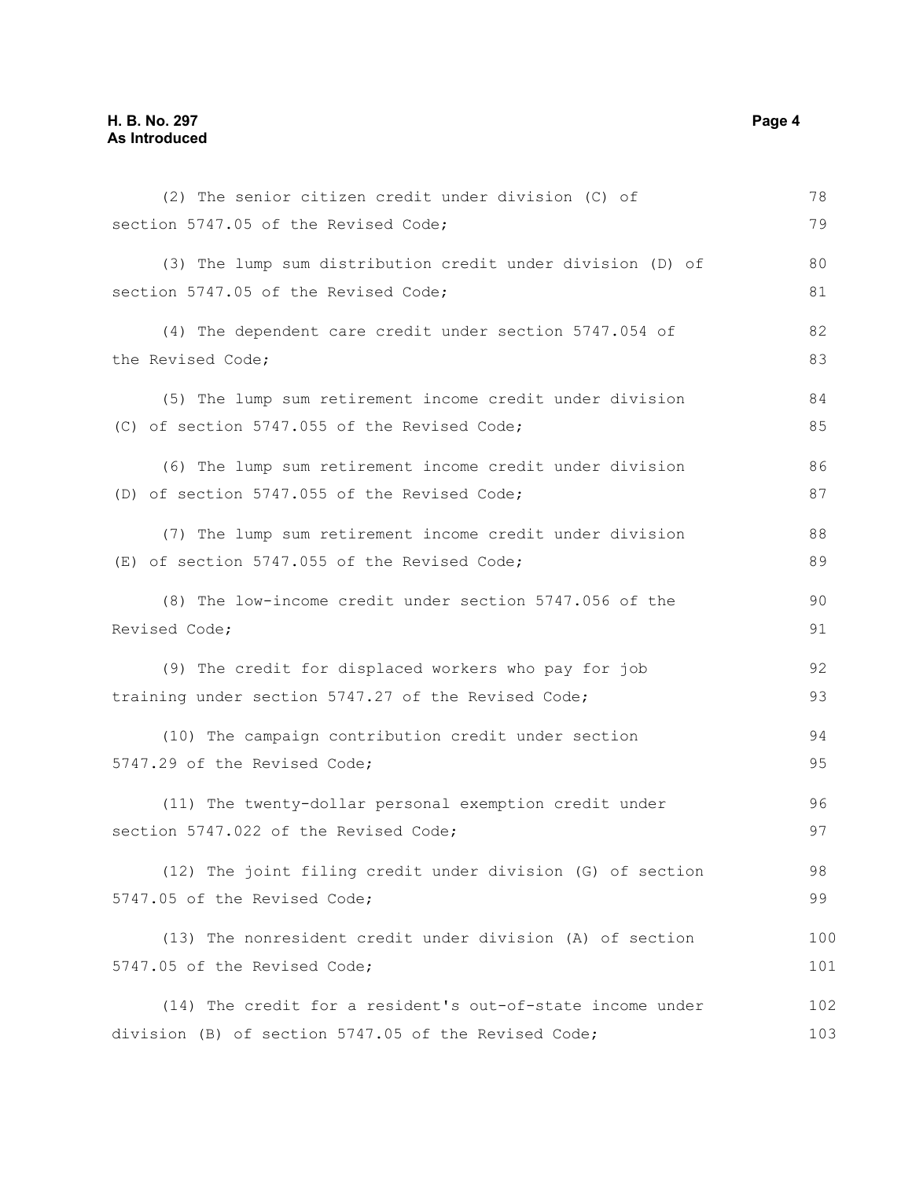(2) The senior citizen credit under division (C) of section 5747.05 of the Revised Code;

(3) The lump sum distribution credit under division (D) of section 5747.05 of the Revised Code;

(4) The dependent care credit under section 5747.054 of the Revised Code;

(5) The lump sum retirement income credit under division (C) of section 5747.055 of the Revised Code;

(6) The lump sum retirement income credit under division (D) of section 5747.055 of the Revised Code;

(7) The lump sum retirement income credit under division (E) of section 5747.055 of the Revised Code;

(8) The low-income credit under section 5747.056 of the Revised Code;

(9) The credit for displaced workers who pay for job training under section 5747.27 of the Revised Code;

(10) The campaign contribution credit under section 5747.29 of the Revised Code;

(11) The twenty-dollar personal exemption credit under section 5747.022 of the Revised Code;

(12) The joint filing credit under division (G) of section 5747.05 of the Revised Code;

(13) The nonresident credit under division (A) of section 5747.05 of the Revised Code;

(14) The credit for a resident's out-of-state income under division (B) of section 5747.05 of the Revised Code;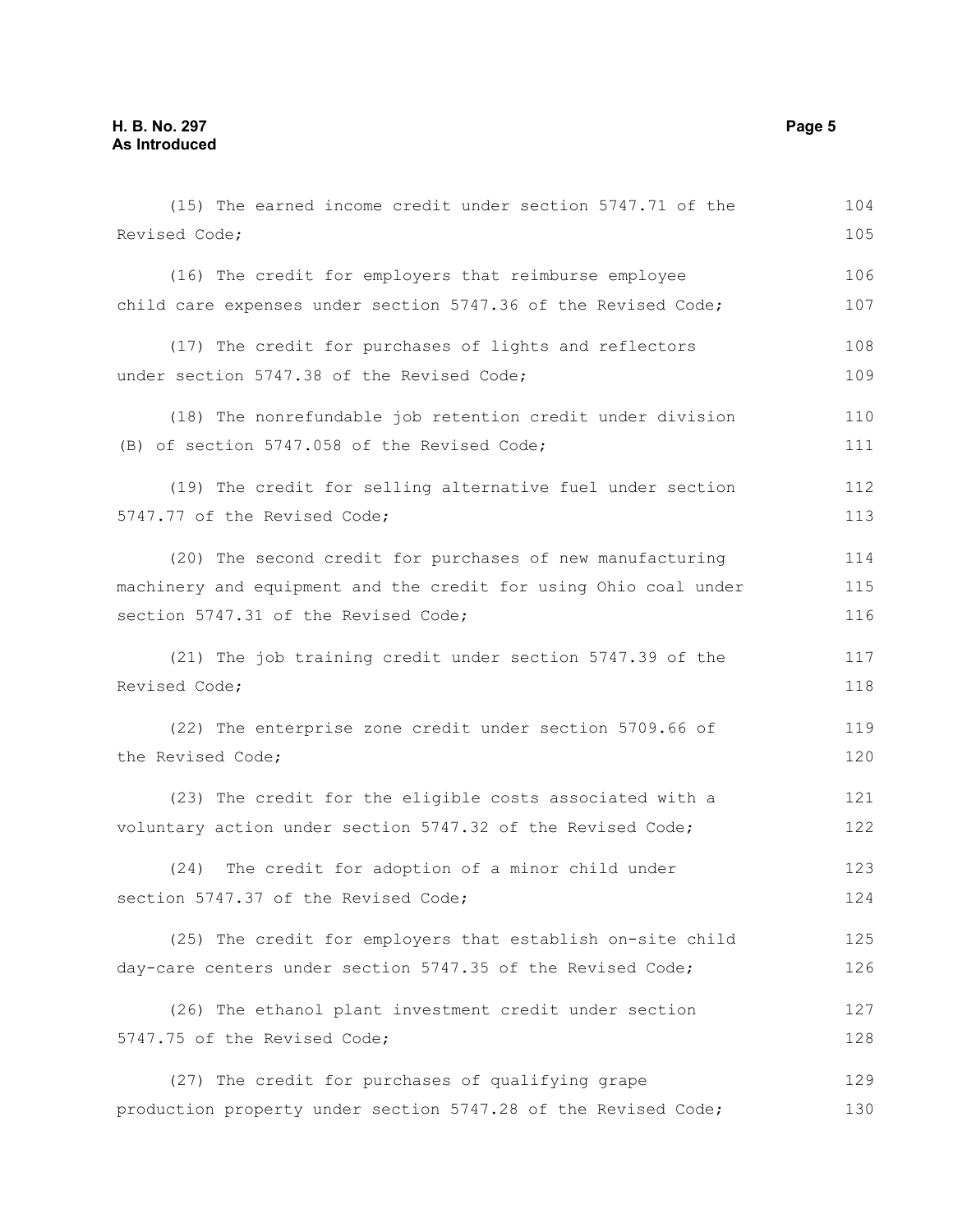(15) The earned income credit under section 5747.71 of the Revised Code;

(16) The credit for employers that reimburse employee child care expenses under section 5747.36 of the Revised Code;

(17) The credit for purchases of lights and reflectors under section 5747.38 of the Revised Code;

(18) The nonrefundable job retention credit under division (B) of section 5747.058 of the Revised Code;

(19) The credit for selling alternative fuel under section 5747.77 of the Revised Code;

(20) The second credit for purchases of new manufacturing machinery and equipment and the credit for using Ohio coal under section 5747.31 of the Revised Code;

(21) The job training credit under section 5747.39 of the Revised Code;

(22) The enterprise zone credit under section 5709.66 of the Revised Code;

(23) The credit for the eligible costs associated with a voluntary action under section 5747.32 of the Revised Code;

(24) The credit for adoption of a minor child under section 5747.37 of the Revised Code;

(25) The credit for employers that establish on-site child day-care centers under section 5747.35 of the Revised Code;

(26) The ethanol plant investment credit under section 5747.75 of the Revised Code;

(27) The credit for purchases of qualifying grape production property under section 5747.28 of the Revised Code;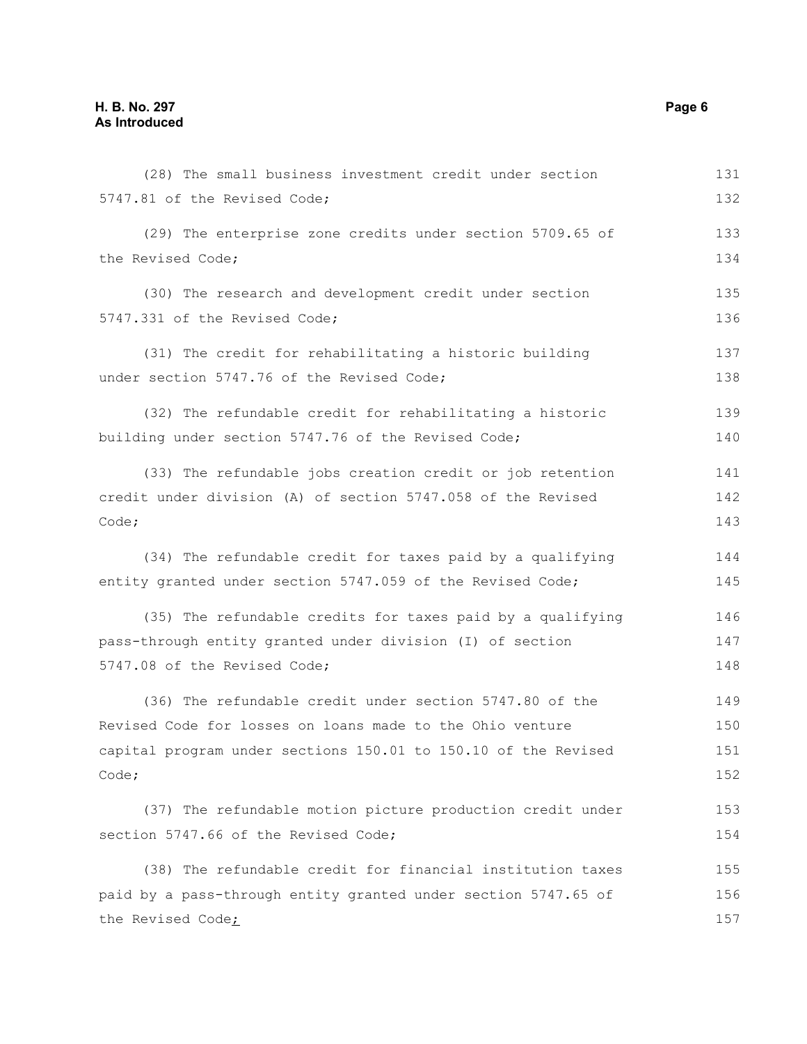(28) The small business investment credit under section 5747.81 of the Revised Code;

(29) The enterprise zone credits under section 5709.65 of the Revised Code;

(30) The research and development credit under section 5747.331 of the Revised Code;

(31) The credit for rehabilitating a historic building under section 5747.76 of the Revised Code;

(32) The refundable credit for rehabilitating a historic building under section 5747.76 of the Revised Code;

(33) The refundable jobs creation credit or job retention credit under division (A) of section 5747.058 of the Revised Code;

(34) The refundable credit for taxes paid by a qualifying entity granted under section 5747.059 of the Revised Code;

(35) The refundable credits for taxes paid by a qualifying pass-through entity granted under division (I) of section 5747.08 of the Revised Code;

(36) The refundable credit under section 5747.80 of the Revised Code for losses on loans made to the Ohio venture capital program under sections 150.01 to 150.10 of the Revised Code;

(37) The refundable motion picture production credit under section 5747.66 of the Revised Code;

(38) The refundable credit for financial institution taxes paid by a pass-through entity granted under section 5747.65 of the Revised Code;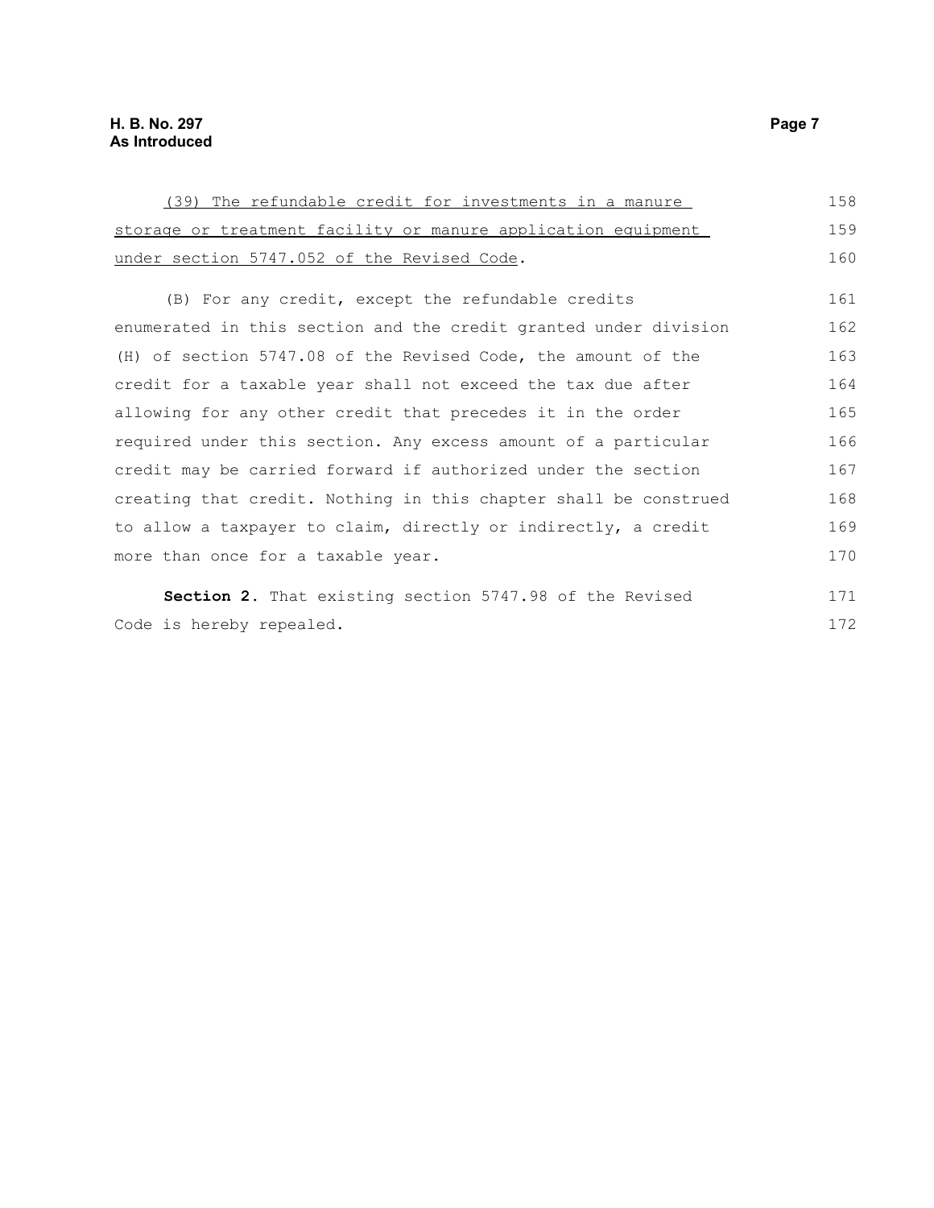(39) The refundable credit for investments in a manure storage or treatment facility or manure application equipment under section 5747.052 of the Revised Code.

(B) For any credit, except the refundable credits enumerated in this section and the credit granted under division (H) of section 5747.08 of the Revised Code, the amount of the credit for a taxable year shall not exceed the tax due after allowing for any other credit that precedes it in the order required under this section. Any excess amount of a particular credit may be carried forward if authorized under the section creating that credit. Nothing in this chapter shall be construed to allow a taxpayer to claim, directly or indirectly, a credit more than once for a taxable year.

**Section 2.** That existing section 5747.98 of the Revised Code is hereby repealed.